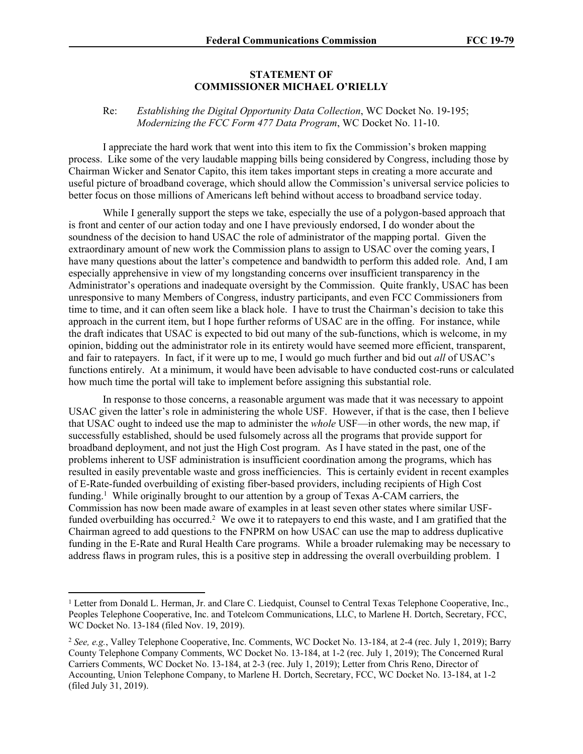**STATEMENT OF**
**COMMISSIONER MICHAEL O'RIELLY**

Re: *Establishing the Digital Opportunity Data Collection*, WC Docket No. 19-195; *Modernizing the FCC Form 477 Data Program*, WC Docket No. 11-10.

I appreciate the hard work that went into this item to fix the Commission's broken mapping process. Like some of the very laudable mapping bills being considered by Congress, including those by Chairman Wicker and Senator Capito, this item takes important steps in creating a more accurate and useful picture of broadband coverage, which should allow the Commission's universal service policies to better focus on those millions of Americans left behind without access to broadband service today.

While I generally support the steps we take, especially the use of a polygon-based approach that is front and center of our action today and one I have previously endorsed, I do wonder about the soundness of the decision to hand USAC the role of administrator of the mapping portal. Given the extraordinary amount of new work the Commission plans to assign to USAC over the coming years, I have many questions about the latter's competence and bandwidth to perform this added role. And, I am especially apprehensive in view of my longstanding concerns over insufficient transparency in the Administrator's operations and inadequate oversight by the Commission. Quite frankly, USAC has been unresponsive to many Members of Congress, industry participants, and even FCC Commissioners from time to time, and it can often seem like a black hole. I have to trust the Chairman's decision to take this approach in the current item, but I hope further reforms of USAC are in the offing. For instance, while the draft indicates that USAC is expected to bid out many of the sub-functions, which is welcome, in my opinion, bidding out the administrator role in its entirety would have seemed more efficient, transparent, and fair to ratepayers. In fact, if it were up to me, I would go much further and bid out *all* of USAC's functions entirely. At a minimum, it would have been advisable to have conducted cost-runs or calculated how much time the portal will take to implement before assigning this substantial role.

In response to those concerns, a reasonable argument was made that it was necessary to appoint USAC given the latter's role in administering the whole USF. However, if that is the case, then I believe that USAC ought to indeed use the map to administer the *whole* USF—in other words, the new map, if successfully established, should be used fulsomely across all the programs that provide support for broadband deployment, and not just the High Cost program. As I have stated in the past, one of the problems inherent to USF administration is insufficient coordination among the programs, which has resulted in easily preventable waste and gross inefficiencies. This is certainly evident in recent examples of E-Rate-funded overbuilding of existing fiber-based providers, including recipients of High Cost funding.[1] While originally brought to our attention by a group of Texas A-CAM carriers, the Commission has now been made aware of examples in at least seven other states where similar USF-funded overbuilding has occurred.[2] We owe it to ratepayers to end this waste, and I am gratified that the Chairman agreed to add questions to the FNPRM on how USAC can use the map to address duplicative funding in the E-Rate and Rural Health Care programs. While a broader rulemaking may be necessary to address flaws in program rules, this is a positive step in addressing the overall overbuilding problem. I

[1] Letter from Donald L. Herman, Jr. and Clare C. Liedquist, Counsel to Central Texas Telephone Cooperative, Inc., Peoples Telephone Cooperative, Inc. and Totelcom Communications, LLC, to Marlene H. Dortch, Secretary, FCC, WC Docket No. 13-184 (filed Nov. 19, 2019).

[2] *See, e.g.*, Valley Telephone Cooperative, Inc. Comments, WC Docket No. 13-184, at 2-4 (rec. July 1, 2019); Barry County Telephone Company Comments, WC Docket No. 13-184, at 1-2 (rec. July 1, 2019); The Concerned Rural Carriers Comments, WC Docket No. 13-184, at 2-3 (rec. July 1, 2019); Letter from Chris Reno, Director of Accounting, Union Telephone Company, to Marlene H. Dortch, Secretary, FCC, WC Docket No. 13-184, at 1-2 (filed July 31, 2019).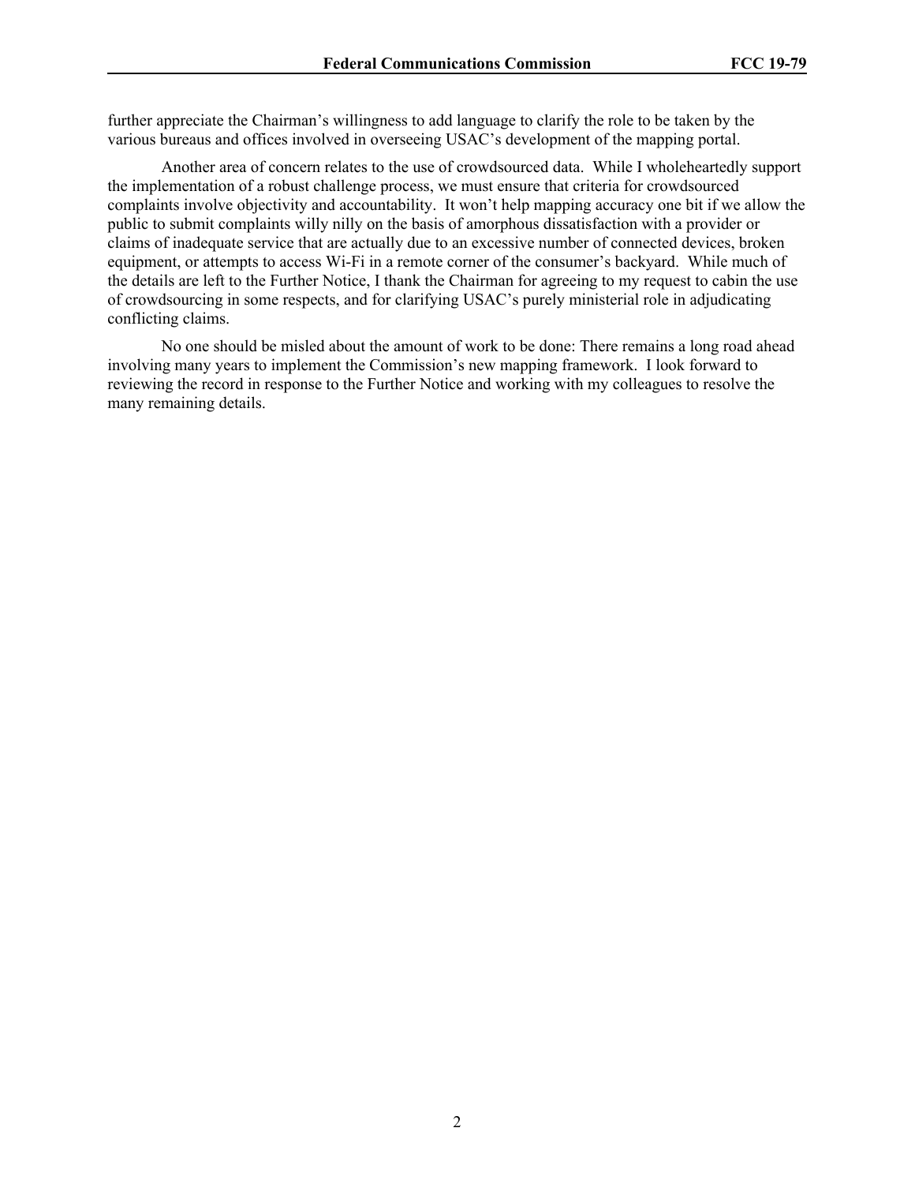further appreciate the Chairman's willingness to add language to clarify the role to be taken by the various bureaus and offices involved in overseeing USAC's development of the mapping portal.

Another area of concern relates to the use of crowdsourced data. While I wholeheartedly support the implementation of a robust challenge process, we must ensure that criteria for crowdsourced complaints involve objectivity and accountability. It won't help mapping accuracy one bit if we allow the public to submit complaints willy nilly on the basis of amorphous dissatisfaction with a provider or claims of inadequate service that are actually due to an excessive number of connected devices, broken equipment, or attempts to access Wi-Fi in a remote corner of the consumer's backyard. While much of the details are left to the Further Notice, I thank the Chairman for agreeing to my request to cabin the use of crowdsourcing in some respects, and for clarifying USAC's purely ministerial role in adjudicating conflicting claims.

No one should be misled about the amount of work to be done: There remains a long road ahead involving many years to implement the Commission's new mapping framework. I look forward to reviewing the record in response to the Further Notice and working with my colleagues to resolve the many remaining details.